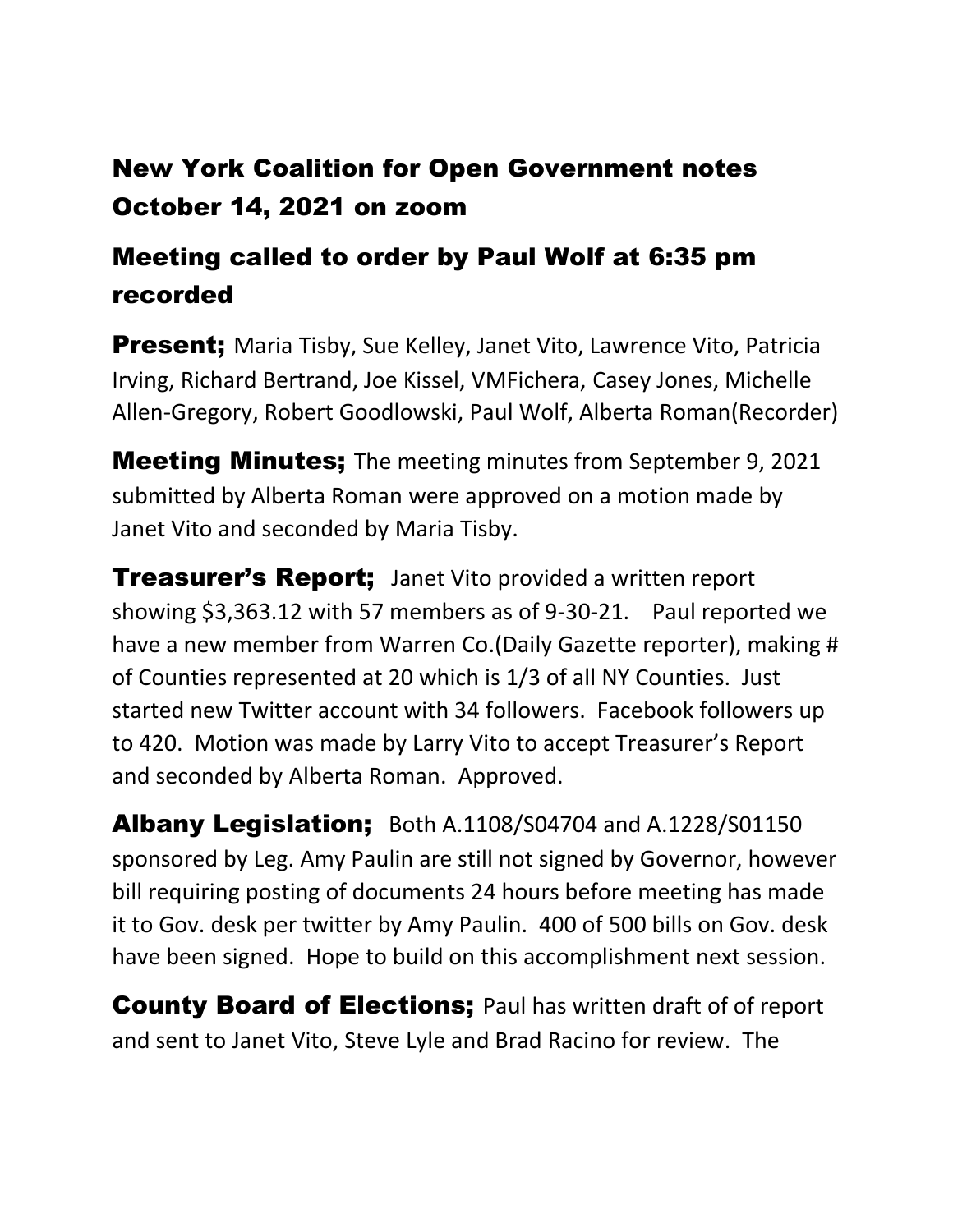## New York Coalition for Open Government notes October 14, 2021 on zoom

## Meeting called to order by Paul Wolf at 6:35 pm recorded

**Present;** Maria Tisby, Sue Kelley, Janet Vito, Lawrence Vito, Patricia Irving, Richard Bertrand, Joe Kissel, VMFichera, Casey Jones, Michelle Allen-Gregory, Robert Goodlowski, Paul Wolf, Alberta Roman(Recorder)

**Meeting Minutes;** The meeting minutes from September 9, 2021 submitted by Alberta Roman were approved on a motion made by Janet Vito and seconded by Maria Tisby.

**Treasurer's Report;** Janet Vito provided a written report showing $3,363.12 with 57 members as of 9-30-21. Paul reported we have a new member from Warren Co.(Daily Gazette reporter), making # of Counties represented at 20 which is 1/3 of all NY Counties. Just started new Twitter account with 34 followers. Facebook followers up to 420. Motion was made by Larry Vito to accept Treasurer's Report and seconded by Alberta Roman. Approved.

**Albany Legislation;** Both A.1108/S04704 and A.1228/S01150 sponsored by Leg. Amy Paulin are still not signed by Governor, however bill requiring posting of documents 24 hours before meeting has made it to Gov. desk per twitter by Amy Paulin. 400 of 500 bills on Gov. desk have been signed. Hope to build on this accomplishment next session.

**County Board of Elections;** Paul has written draft of of report and sent to Janet Vito, Steve Lyle and Brad Racino for review. The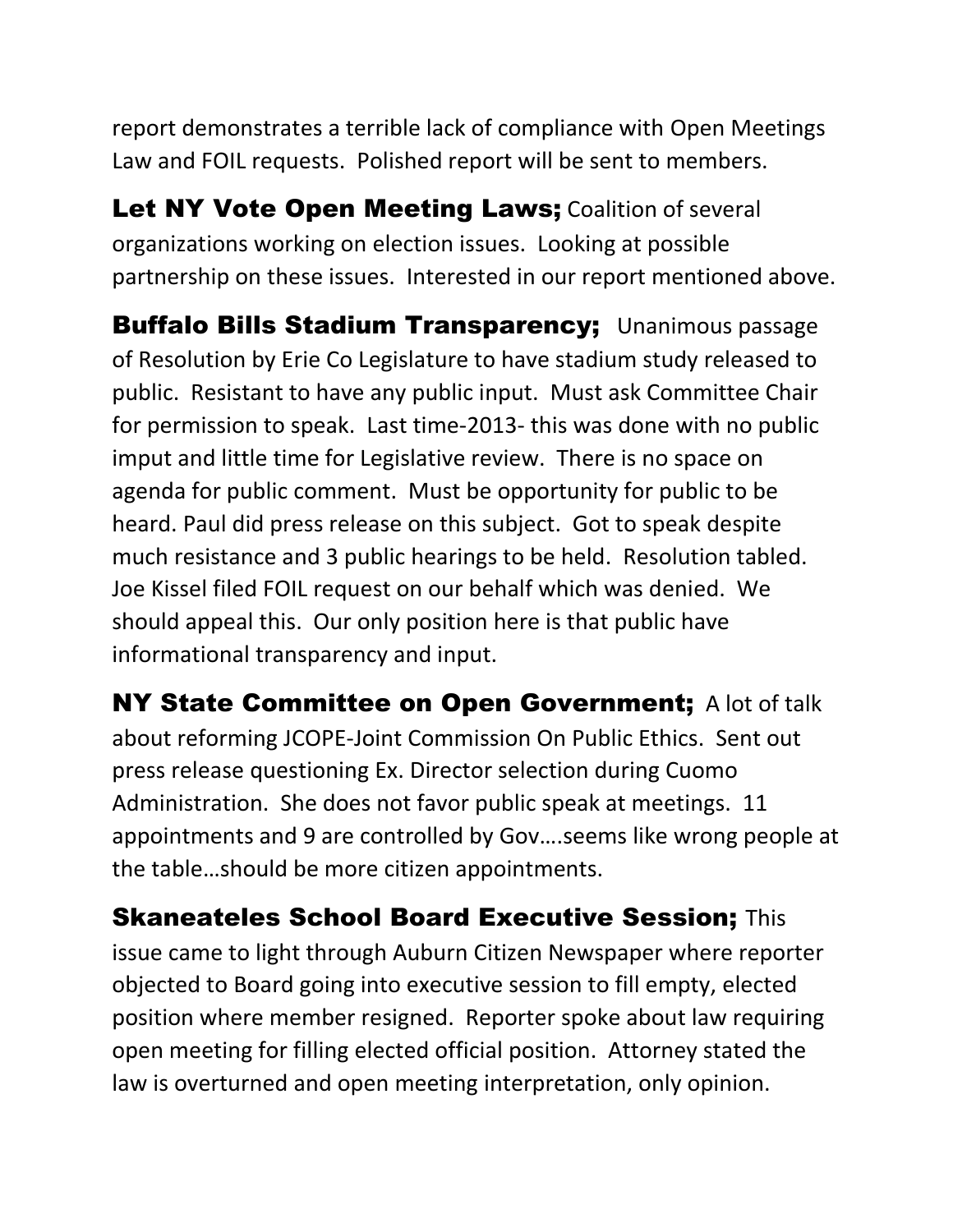report demonstrates a terrible lack of compliance with Open Meetings Law and FOIL requests. Polished report will be sent to members.

**Let NY Vote Open Meeting Laws;** Coalition of several organizations working on election issues. Looking at possible partnership on these issues. Interested in our report mentioned above.

**Buffalo Bills Stadium Transparency;** Unanimous passage of Resolution by Erie Co Legislature to have stadium study released to public. Resistant to have any public input. Must ask Committee Chair for permission to speak. Last time-2013- this was done with no public imput and little time for Legislative review. There is no space on agenda for public comment. Must be opportunity for public to be heard. Paul did press release on this subject. Got to speak despite much resistance and 3 public hearings to be held. Resolution tabled. Joe Kissel filed FOIL request on our behalf which was denied. We should appeal this. Our only position here is that public have informational transparency and input.

**NY State Committee on Open Government;** A lot of talk about reforming JCOPE-Joint Commission On Public Ethics. Sent out press release questioning Ex. Director selection during Cuomo Administration. She does not favor public speak at meetings. 11 appointments and 9 are controlled by Gov….seems like wrong people at the table…should be more citizen appointments.

**Skaneateles School Board Executive Session;** This issue came to light through Auburn Citizen Newspaper where reporter objected to Board going into executive session to fill empty, elected position where member resigned. Reporter spoke about law requiring open meeting for filling elected official position. Attorney stated the law is overturned and open meeting interpretation, only opinion.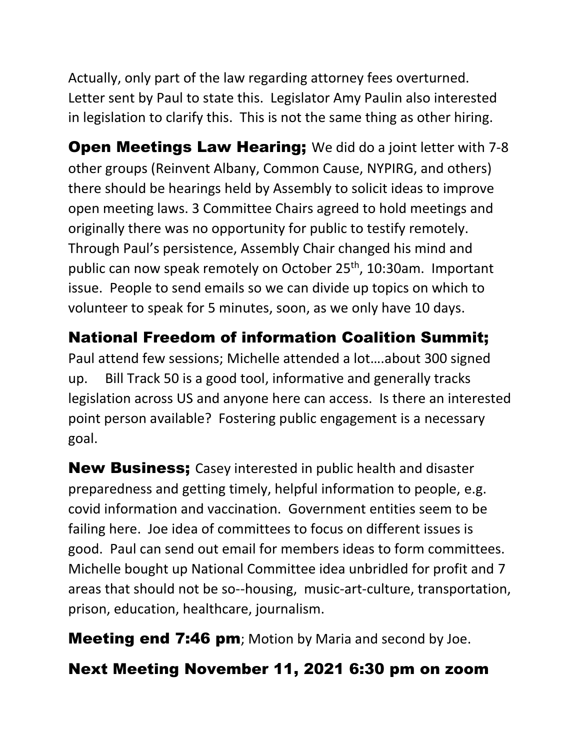Actually, only part of the law regarding attorney fees overturned. Letter sent by Paul to state this. Legislator Amy Paulin also interested in legislation to clarify this. This is not the same thing as other hiring.

**Open Meetings Law Hearing;** We did do a joint letter with 7-8 other groups (Reinvent Albany, Common Cause, NYPIRG, and others) there should be hearings held by Assembly to solicit ideas to improve open meeting laws. 3 Committee Chairs agreed to hold meetings and originally there was no opportunity for public to testify remotely. Through Paul's persistence, Assembly Chair changed his mind and public can now speak remotely on October 25th, 10:30am. Important issue. People to send emails so we can divide up topics on which to volunteer to speak for 5 minutes, soon, as we only have 10 days.

**National Freedom of information Coalition Summit;** Paul attend few sessions; Michelle attended a lot….about 300 signed up. Bill Track 50 is a good tool, informative and generally tracks legislation across US and anyone here can access. Is there an interested point person available? Fostering public engagement is a necessary goal.

**New Business;** Casey interested in public health and disaster preparedness and getting timely, helpful information to people, e.g. covid information and vaccination. Government entities seem to be failing here. Joe idea of committees to focus on different issues is good. Paul can send out email for members ideas to form committees. Michelle bought up National Committee idea unbridled for profit and 7 areas that should not be so--housing, music-art-culture, transportation, prison, education, healthcare, journalism.

**Meeting end 7:46 pm**; Motion by Maria and second by Joe.

**Next Meeting November 11, 2021 6:30 pm on zoom**